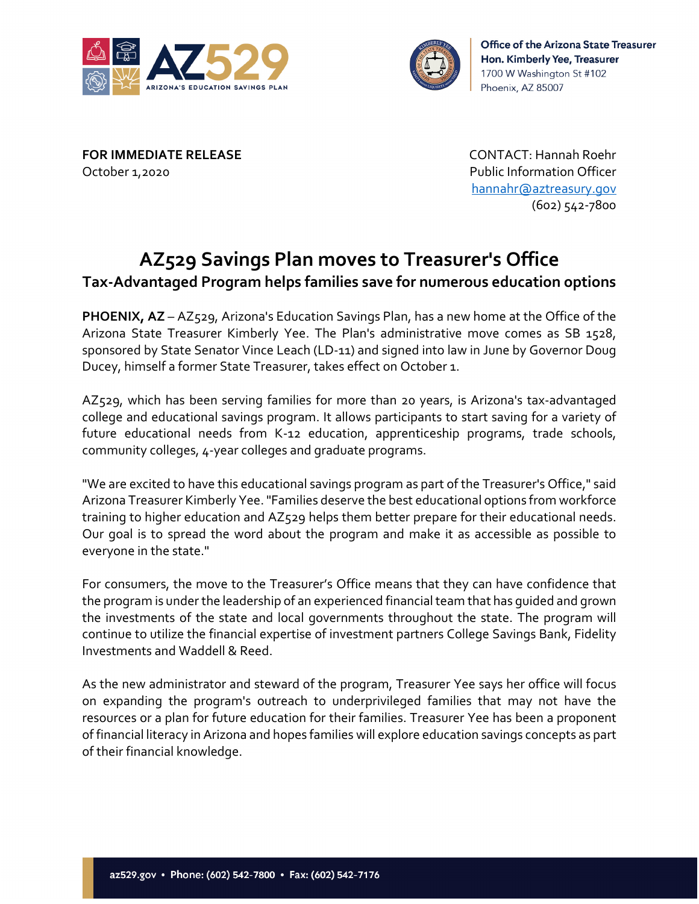Office of the Arizona State Treasurer
**Hon. Kimberly Yee, Treasurer**
1700 W Washington St #102
Phoenix, AZ 85007

**FOR IMMEDIATE RELEASE**
October 1,2020

CONTACT: Hannah Roehr
Public Information Officer
hannahr@aztreasury.gov
(602) 542-7800

# AZ529 Savings Plan moves to Treasurer's Office

## Tax-Advantaged Program helps families save for numerous education options

**PHOENIX, AZ** – AZ529, Arizona's Education Savings Plan, has a new home at the Office of the Arizona State Treasurer Kimberly Yee. The Plan's administrative move comes as SB 1528, sponsored by State Senator Vince Leach (LD-11) and signed into law in June by Governor Doug Ducey, himself a former State Treasurer, takes effect on October 1.

AZ529, which has been serving families for more than 20 years, is Arizona's tax-advantaged college and educational savings program. It allows participants to start saving for a variety of future educational needs from K-12 education, apprenticeship programs, trade schools, community colleges, 4-year colleges and graduate programs.

"We are excited to have this educational savings program as part of the Treasurer's Office," said Arizona Treasurer Kimberly Yee. "Families deserve the best educational options from workforce training to higher education and AZ529 helps them better prepare for their educational needs. Our goal is to spread the word about the program and make it as accessible as possible to everyone in the state."

For consumers, the move to the Treasurer's Office means that they can have confidence that the program is under the leadership of an experienced financial team that has guided and grown the investments of the state and local governments throughout the state. The program will continue to utilize the financial expertise of investment partners College Savings Bank, Fidelity Investments and Waddell & Reed.

As the new administrator and steward of the program, Treasurer Yee says her office will focus on expanding the program's outreach to underprivileged families that may not have the resources or a plan for future education for their families. Treasurer Yee has been a proponent of financial literacy in Arizona and hopes families will explore education savings concepts as part of their financial knowledge.

az529.gov • Phone: (602) 542-7800 • Fax: (602) 542-7176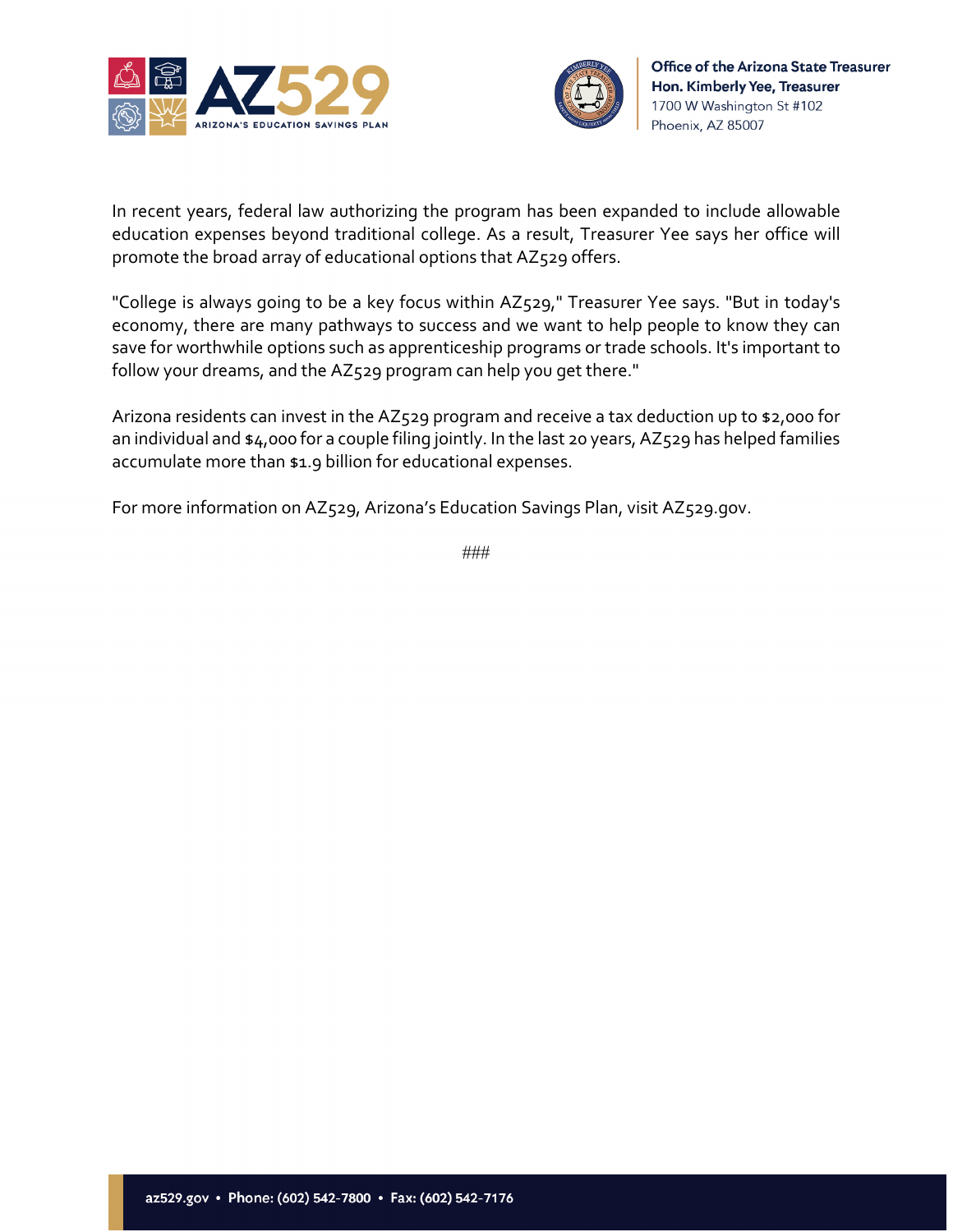In recent years, federal law authorizing the program has been expanded to include allowable education expenses beyond traditional college. As a result, Treasurer Yee says her office will promote the broad array of educational options that AZ529 offers.

"College is always going to be a key focus within AZ529," Treasurer Yee says. "But in today's economy, there are many pathways to success and we want to help people to know they can save for worthwhile options such as apprenticeship programs or trade schools. It's important to follow your dreams, and the AZ529 program can help you get there."

Arizona residents can invest in the AZ529 program and receive a tax deduction up to $2,000 for an individual and $4,000 for a couple filing jointly. In the last 20 years, AZ529 has helped families accumulate more than $1.9 billion for educational expenses.

For more information on AZ529, Arizona's Education Savings Plan, visit AZ529.gov.

###